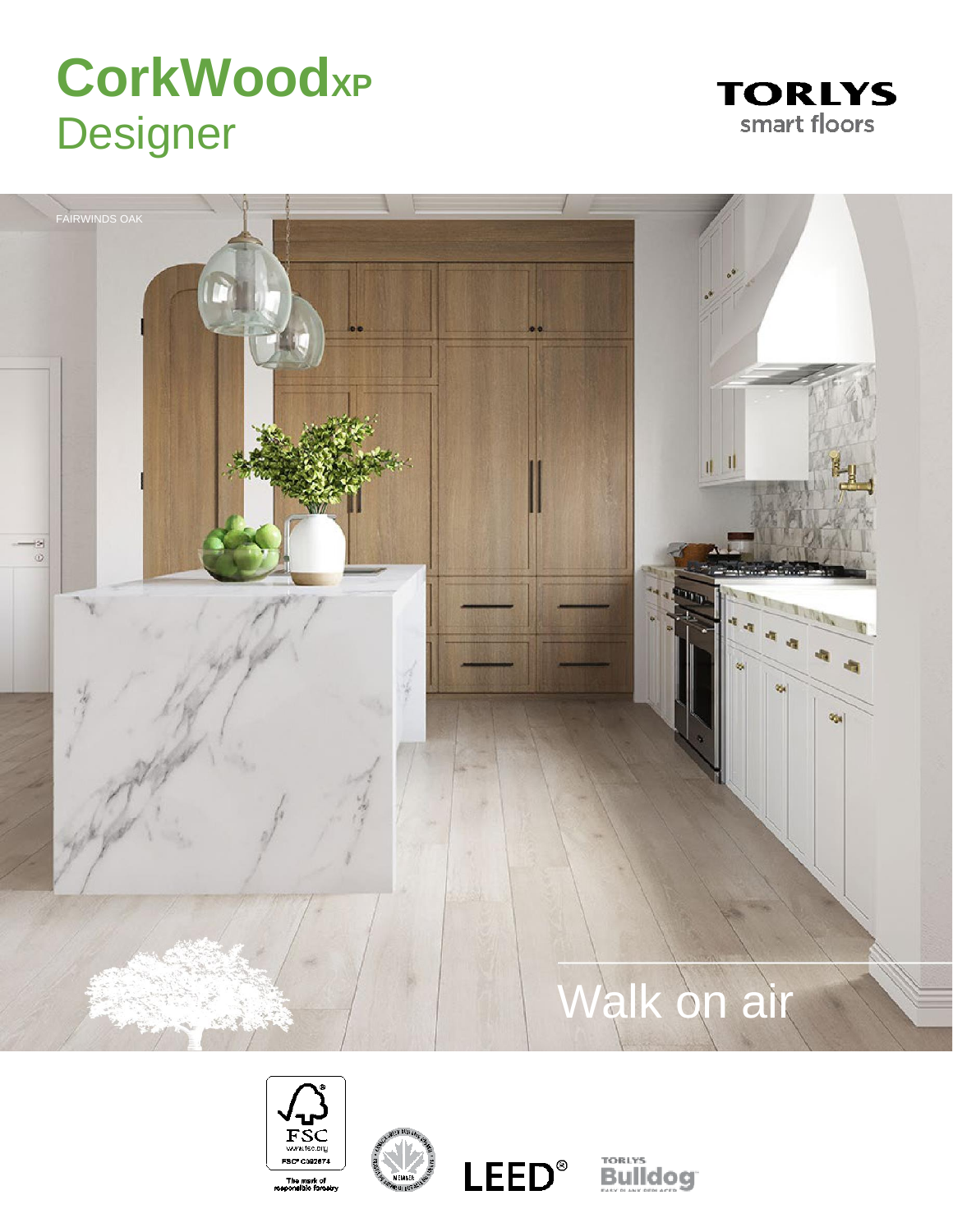# CorkWoodXP Designer

TORLYS smart floors

FAIRWINDS OAK

Walk on air

FSC www.fsc.org FSC® C082674 The mark of responsible forestry

LEED®

TORLYS Bulldog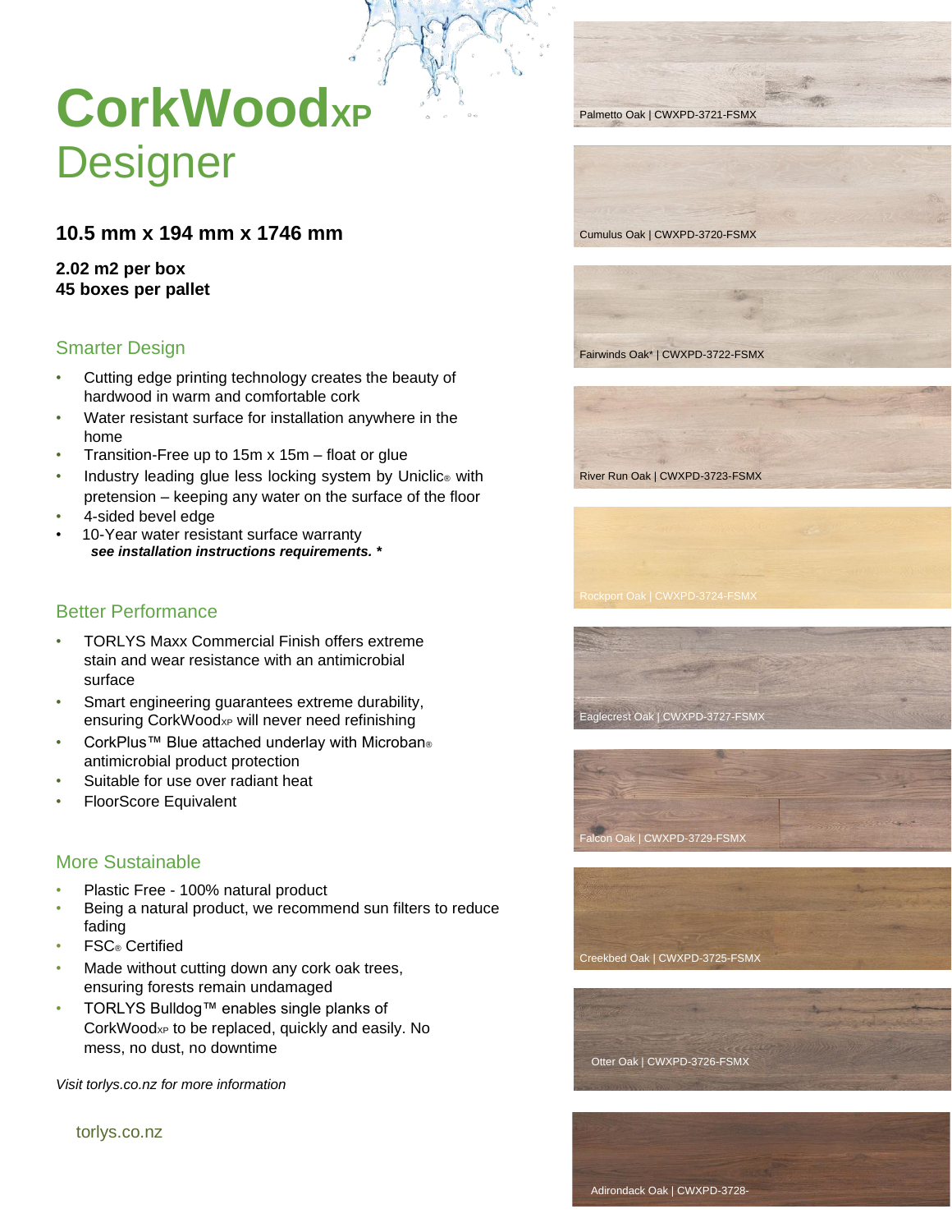# CorkWoodXP Designer

**10.5 mm x 194 mm x 1746 mm**

**2.02 m2 per box**
**45 boxes per pallet**

## Smarter Design

- Cutting edge printing technology creates the beauty of hardwood in warm and comfortable cork
- Water resistant surface for installation anywhere in the home
- Transition-Free up to 15m x 15m – float or glue
- Industry leading glue less locking system by Uniclic® with pretension – keeping any water on the surface of the floor
- 4-sided bevel edge
- 10-Year water resistant surface warranty
  ***see installation instructions requirements. ****

## Better Performance

- TORLYS Maxx Commercial Finish offers extreme stain and wear resistance with an antimicrobial surface
- Smart engineering guarantees extreme durability, ensuring CorkWoodXP will never need refinishing
- CorkPlus™ Blue attached underlay with Microban® antimicrobial product protection
- Suitable for use over radiant heat
- FloorScore Equivalent

## More Sustainable

- Plastic Free - 100% natural product
- Being a natural product, we recommend sun filters to reduce fading
- FSC® Certified
- Made without cutting down any cork oak trees, ensuring forests remain undamaged
- TORLYS Bulldog™ enables single planks of CorkWoodXP to be replaced, quickly and easily. No mess, no dust, no downtime

*Visit torlys.co.nz for more information*

torlys.co.nz

Palmetto Oak | CWXPD-3721-FSMX

Cumulus Oak | CWXPD-3720-FSMX

Fairwinds Oak* | CWXPD-3722-FSMX

River Run Oak | CWXPD-3723-FSMX

Rockport Oak | CWXPD-3724-FSMX

Eaglecrest Oak | CWXPD-3727-FSMX

Falcon Oak | CWXPD-3729-FSMX

Creekbed Oak | CWXPD-3725-FSMX

Otter Oak | CWXPD-3726-FSMX

Adirondack Oak | CWXPD-3728-